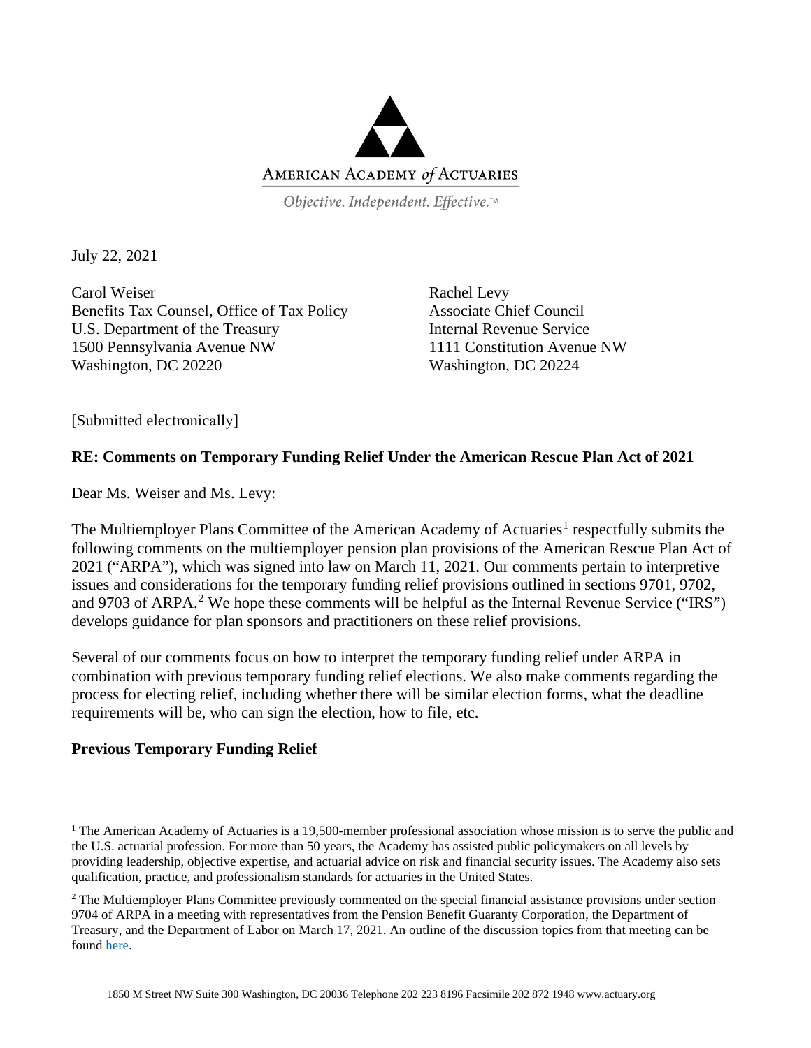AMERICAN ACADEMY *of* ACTUARIES

*Objective. Independent. Effective.*™

July 22, 2021

Carol Weiser
Benefits Tax Counsel, Office of Tax Policy
U.S. Department of the Treasury
1500 Pennsylvania Avenue NW
Washington, DC 20220

Rachel Levy
Associate Chief Council
Internal Revenue Service
1111 Constitution Avenue NW
Washington, DC 20224

[Submitted electronically]

**RE: Comments on Temporary Funding Relief Under the American Rescue Plan Act of 2021**

Dear Ms. Weiser and Ms. Levy:

The Multiemployer Plans Committee of the American Academy of Actuaries[1] respectfully submits the following comments on the multiemployer pension plan provisions of the American Rescue Plan Act of 2021 ("ARPA"), which was signed into law on March 11, 2021. Our comments pertain to interpretive issues and considerations for the temporary funding relief provisions outlined in sections 9701, 9702, and 9703 of ARPA.[2] We hope these comments will be helpful as the Internal Revenue Service ("IRS") develops guidance for plan sponsors and practitioners on these relief provisions.

Several of our comments focus on how to interpret the temporary funding relief under ARPA in combination with previous temporary funding relief elections. We also make comments regarding the process for electing relief, including whether there will be similar election forms, what the deadline requirements will be, who can sign the election, how to file, etc.

**Previous Temporary Funding Relief**

[1] The American Academy of Actuaries is a 19,500-member professional association whose mission is to serve the public and the U.S. actuarial profession. For more than 50 years, the Academy has assisted public policymakers on all levels by providing leadership, objective expertise, and actuarial advice on risk and financial security issues. The Academy also sets qualification, practice, and professionalism standards for actuaries in the United States.

[2] The Multiemployer Plans Committee previously commented on the special financial assistance provisions under section 9704 of ARPA in a meeting with representatives from the Pension Benefit Guaranty Corporation, the Department of Treasury, and the Department of Labor on March 17, 2021. An outline of the discussion topics from that meeting can be found here.

1850 M Street NW Suite 300 Washington, DC 20036 Telephone 202 223 8196 Facsimile 202 872 1948 www.actuary.org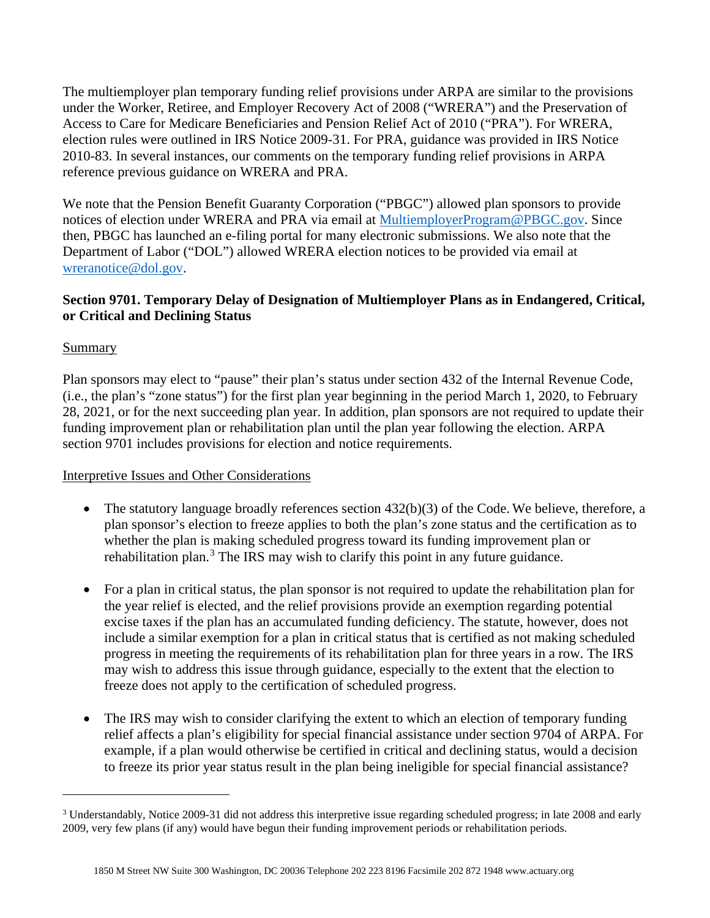The multiemployer plan temporary funding relief provisions under ARPA are similar to the provisions under the Worker, Retiree, and Employer Recovery Act of 2008 ("WRERA") and the Preservation of Access to Care for Medicare Beneficiaries and Pension Relief Act of 2010 ("PRA"). For WRERA, election rules were outlined in IRS Notice 2009-31. For PRA, guidance was provided in IRS Notice 2010-83. In several instances, our comments on the temporary funding relief provisions in ARPA reference previous guidance on WRERA and PRA.

We note that the Pension Benefit Guaranty Corporation ("PBGC") allowed plan sponsors to provide notices of election under WRERA and PRA via email at MultiemployerProgram@PBGC.gov. Since then, PBGC has launched an e-filing portal for many electronic submissions. We also note that the Department of Labor ("DOL") allowed WRERA election notices to be provided via email at wreranotice@dol.gov.

**Section 9701. Temporary Delay of Designation of Multiemployer Plans as in Endangered, Critical, or Critical and Declining Status**

Summary

Plan sponsors may elect to "pause" their plan's status under section 432 of the Internal Revenue Code, (i.e., the plan's "zone status") for the first plan year beginning in the period March 1, 2020, to February 28, 2021, or for the next succeeding plan year. In addition, plan sponsors are not required to update their funding improvement plan or rehabilitation plan until the plan year following the election. ARPA section 9701 includes provisions for election and notice requirements.

Interpretive Issues and Other Considerations

- The statutory language broadly references section 432(b)(3) of the Code. We believe, therefore, a plan sponsor's election to freeze applies to both the plan's zone status and the certification as to whether the plan is making scheduled progress toward its funding improvement plan or rehabilitation plan.[3] The IRS may wish to clarify this point in any future guidance.

- For a plan in critical status, the plan sponsor is not required to update the rehabilitation plan for the year relief is elected, and the relief provisions provide an exemption regarding potential excise taxes if the plan has an accumulated funding deficiency. The statute, however, does not include a similar exemption for a plan in critical status that is certified as not making scheduled progress in meeting the requirements of its rehabilitation plan for three years in a row. The IRS may wish to address this issue through guidance, especially to the extent that the election to freeze does not apply to the certification of scheduled progress.

- The IRS may wish to consider clarifying the extent to which an election of temporary funding relief affects a plan's eligibility for special financial assistance under section 9704 of ARPA. For example, if a plan would otherwise be certified in critical and declining status, would a decision to freeze its prior year status result in the plan being ineligible for special financial assistance?

---

[3] Understandably, Notice 2009-31 did not address this interpretive issue regarding scheduled progress; in late 2008 and early 2009, very few plans (if any) would have begun their funding improvement periods or rehabilitation periods.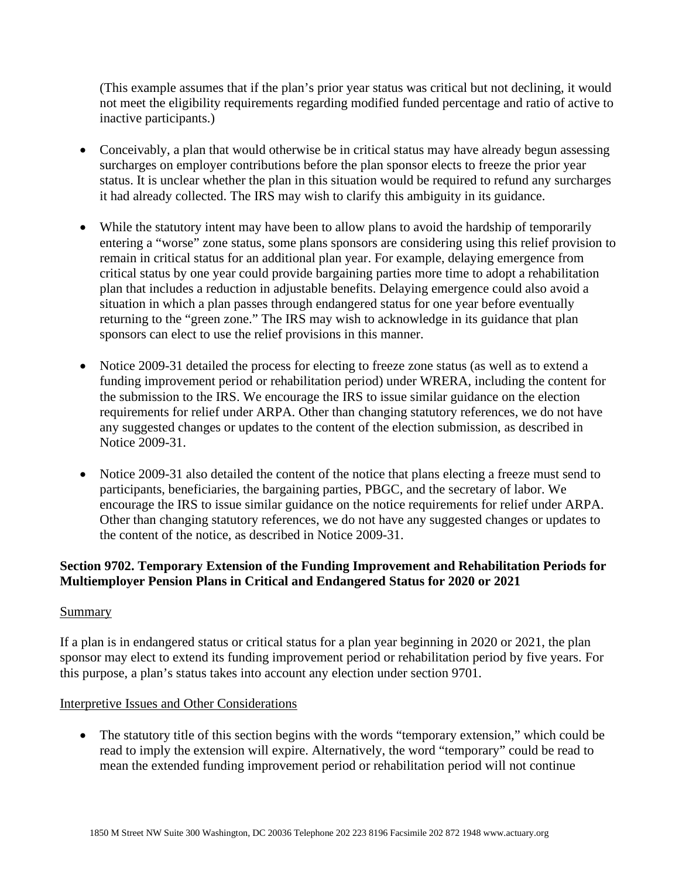(This example assumes that if the plan's prior year status was critical but not declining, it would not meet the eligibility requirements regarding modified funded percentage and ratio of active to inactive participants.)

- Conceivably, a plan that would otherwise be in critical status may have already begun assessing surcharges on employer contributions before the plan sponsor elects to freeze the prior year status. It is unclear whether the plan in this situation would be required to refund any surcharges it had already collected. The IRS may wish to clarify this ambiguity in its guidance.

- While the statutory intent may have been to allow plans to avoid the hardship of temporarily entering a "worse" zone status, some plans sponsors are considering using this relief provision to remain in critical status for an additional plan year. For example, delaying emergence from critical status by one year could provide bargaining parties more time to adopt a rehabilitation plan that includes a reduction in adjustable benefits. Delaying emergence could also avoid a situation in which a plan passes through endangered status for one year before eventually returning to the "green zone." The IRS may wish to acknowledge in its guidance that plan sponsors can elect to use the relief provisions in this manner.

- Notice 2009-31 detailed the process for electing to freeze zone status (as well as to extend a funding improvement period or rehabilitation period) under WRERA, including the content for the submission to the IRS. We encourage the IRS to issue similar guidance on the election requirements for relief under ARPA. Other than changing statutory references, we do not have any suggested changes or updates to the content of the election submission, as described in Notice 2009-31.

- Notice 2009-31 also detailed the content of the notice that plans electing a freeze must send to participants, beneficiaries, the bargaining parties, PBGC, and the secretary of labor. We encourage the IRS to issue similar guidance on the notice requirements for relief under ARPA. Other than changing statutory references, we do not have any suggested changes or updates to the content of the notice, as described in Notice 2009-31.

**Section 9702. Temporary Extension of the Funding Improvement and Rehabilitation Periods for Multiemployer Pension Plans in Critical and Endangered Status for 2020 or 2021**

Summary

If a plan is in endangered status or critical status for a plan year beginning in 2020 or 2021, the plan sponsor may elect to extend its funding improvement period or rehabilitation period by five years. For this purpose, a plan's status takes into account any election under section 9701.

Interpretive Issues and Other Considerations

- The statutory title of this section begins with the words "temporary extension," which could be read to imply the extension will expire. Alternatively, the word "temporary" could be read to mean the extended funding improvement period or rehabilitation period will not continue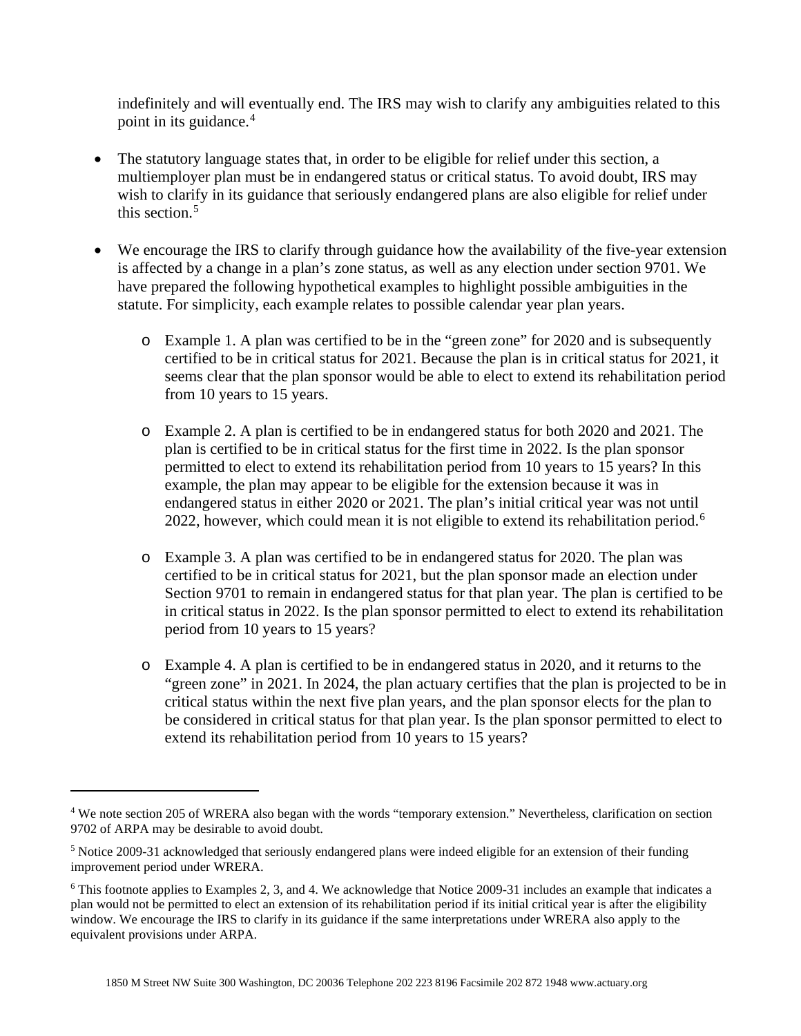indefinitely and will eventually end. The IRS may wish to clarify any ambiguities related to this point in its guidance.[4]

- The statutory language states that, in order to be eligible for relief under this section, a multiemployer plan must be in endangered status or critical status. To avoid doubt, IRS may wish to clarify in its guidance that seriously endangered plans are also eligible for relief under this section.[5]

- We encourage the IRS to clarify through guidance how the availability of the five-year extension is affected by a change in a plan's zone status, as well as any election under section 9701. We have prepared the following hypothetical examples to highlight possible ambiguities in the statute. For simplicity, each example relates to possible calendar year plan years.

  - Example 1. A plan was certified to be in the "green zone" for 2020 and is subsequently certified to be in critical status for 2021. Because the plan is in critical status for 2021, it seems clear that the plan sponsor would be able to elect to extend its rehabilitation period from 10 years to 15 years.

  - Example 2. A plan is certified to be in endangered status for both 2020 and 2021. The plan is certified to be in critical status for the first time in 2022. Is the plan sponsor permitted to elect to extend its rehabilitation period from 10 years to 15 years? In this example, the plan may appear to be eligible for the extension because it was in endangered status in either 2020 or 2021. The plan's initial critical year was not until 2022, however, which could mean it is not eligible to extend its rehabilitation period.[6]

  - Example 3. A plan was certified to be in endangered status for 2020. The plan was certified to be in critical status for 2021, but the plan sponsor made an election under Section 9701 to remain in endangered status for that plan year. The plan is certified to be in critical status in 2022. Is the plan sponsor permitted to elect to extend its rehabilitation period from 10 years to 15 years?

  - Example 4. A plan is certified to be in endangered status in 2020, and it returns to the "green zone" in 2021. In 2024, the plan actuary certifies that the plan is projected to be in critical status within the next five plan years, and the plan sponsor elects for the plan to be considered in critical status for that plan year. Is the plan sponsor permitted to elect to extend its rehabilitation period from 10 years to 15 years?

---

[4] We note section 205 of WRERA also began with the words "temporary extension." Nevertheless, clarification on section 9702 of ARPA may be desirable to avoid doubt.

[5] Notice 2009-31 acknowledged that seriously endangered plans were indeed eligible for an extension of their funding improvement period under WRERA.

[6] This footnote applies to Examples 2, 3, and 4. We acknowledge that Notice 2009-31 includes an example that indicates a plan would not be permitted to elect an extension of its rehabilitation period if its initial critical year is after the eligibility window. We encourage the IRS to clarify in its guidance if the same interpretations under WRERA also apply to the equivalent provisions under ARPA.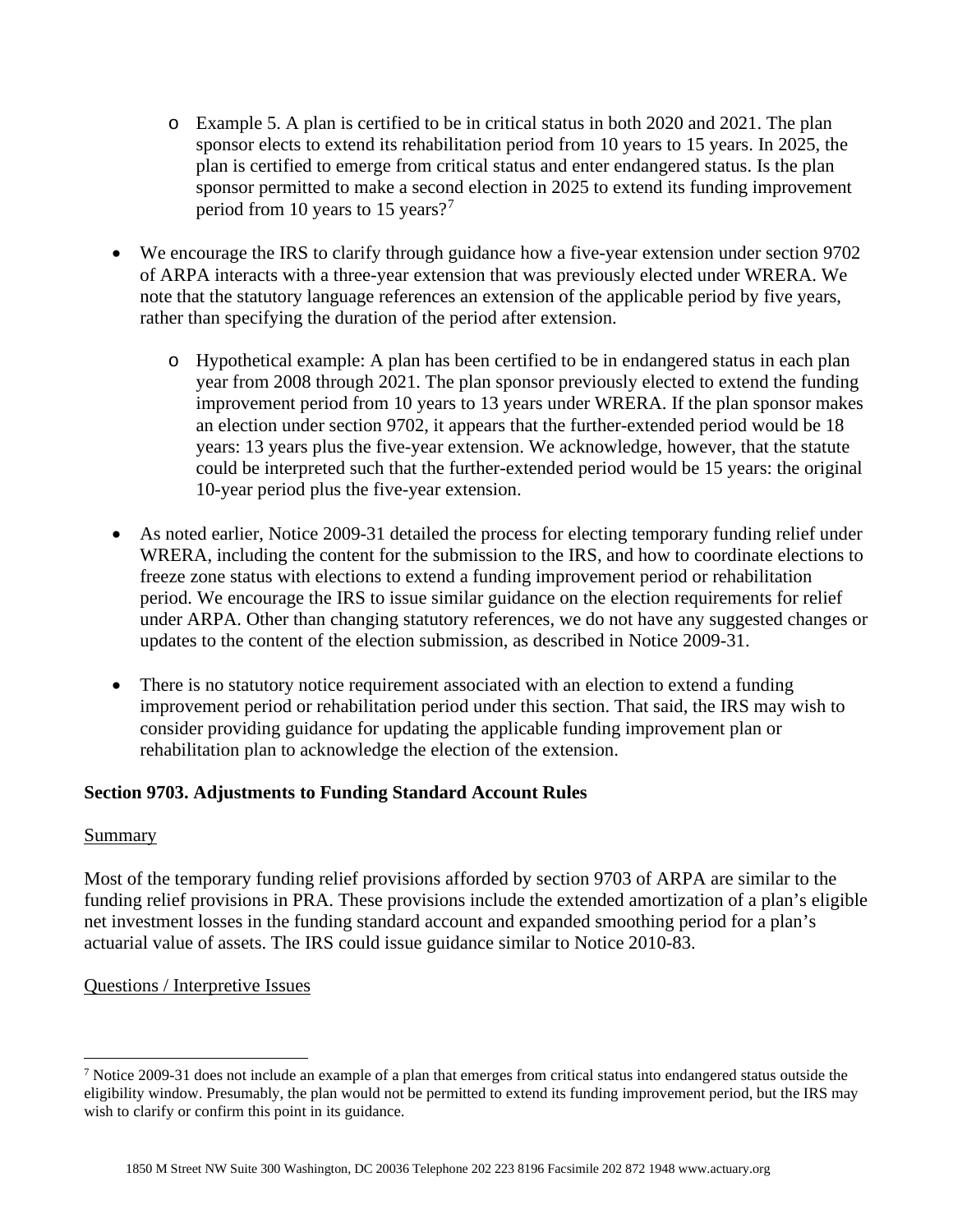- Example 5. A plan is certified to be in critical status in both 2020 and 2021. The plan sponsor elects to extend its rehabilitation period from 10 years to 15 years. In 2025, the plan is certified to emerge from critical status and enter endangered status. Is the plan sponsor permitted to make a second election in 2025 to extend its funding improvement period from 10 years to 15 years?[7]

- We encourage the IRS to clarify through guidance how a five-year extension under section 9702 of ARPA interacts with a three-year extension that was previously elected under WRERA. We note that the statutory language references an extension of the applicable period by five years, rather than specifying the duration of the period after extension.

  - Hypothetical example: A plan has been certified to be in endangered status in each plan year from 2008 through 2021. The plan sponsor previously elected to extend the funding improvement period from 10 years to 13 years under WRERA. If the plan sponsor makes an election under section 9702, it appears that the further-extended period would be 18 years: 13 years plus the five-year extension. We acknowledge, however, that the statute could be interpreted such that the further-extended period would be 15 years: the original 10-year period plus the five-year extension.

- As noted earlier, Notice 2009-31 detailed the process for electing temporary funding relief under WRERA, including the content for the submission to the IRS, and how to coordinate elections to freeze zone status with elections to extend a funding improvement period or rehabilitation period. We encourage the IRS to issue similar guidance on the election requirements for relief under ARPA. Other than changing statutory references, we do not have any suggested changes or updates to the content of the election submission, as described in Notice 2009-31.

- There is no statutory notice requirement associated with an election to extend a funding improvement period or rehabilitation period under this section. That said, the IRS may wish to consider providing guidance for updating the applicable funding improvement plan or rehabilitation plan to acknowledge the election of the extension.

**Section 9703. Adjustments to Funding Standard Account Rules**

Summary

Most of the temporary funding relief provisions afforded by section 9703 of ARPA are similar to the funding relief provisions in PRA. These provisions include the extended amortization of a plan's eligible net investment losses in the funding standard account and expanded smoothing period for a plan's actuarial value of assets. The IRS could issue guidance similar to Notice 2010-83.

Questions / Interpretive Issues

[7] Notice 2009-31 does not include an example of a plan that emerges from critical status into endangered status outside the eligibility window. Presumably, the plan would not be permitted to extend its funding improvement period, but the IRS may wish to clarify or confirm this point in its guidance.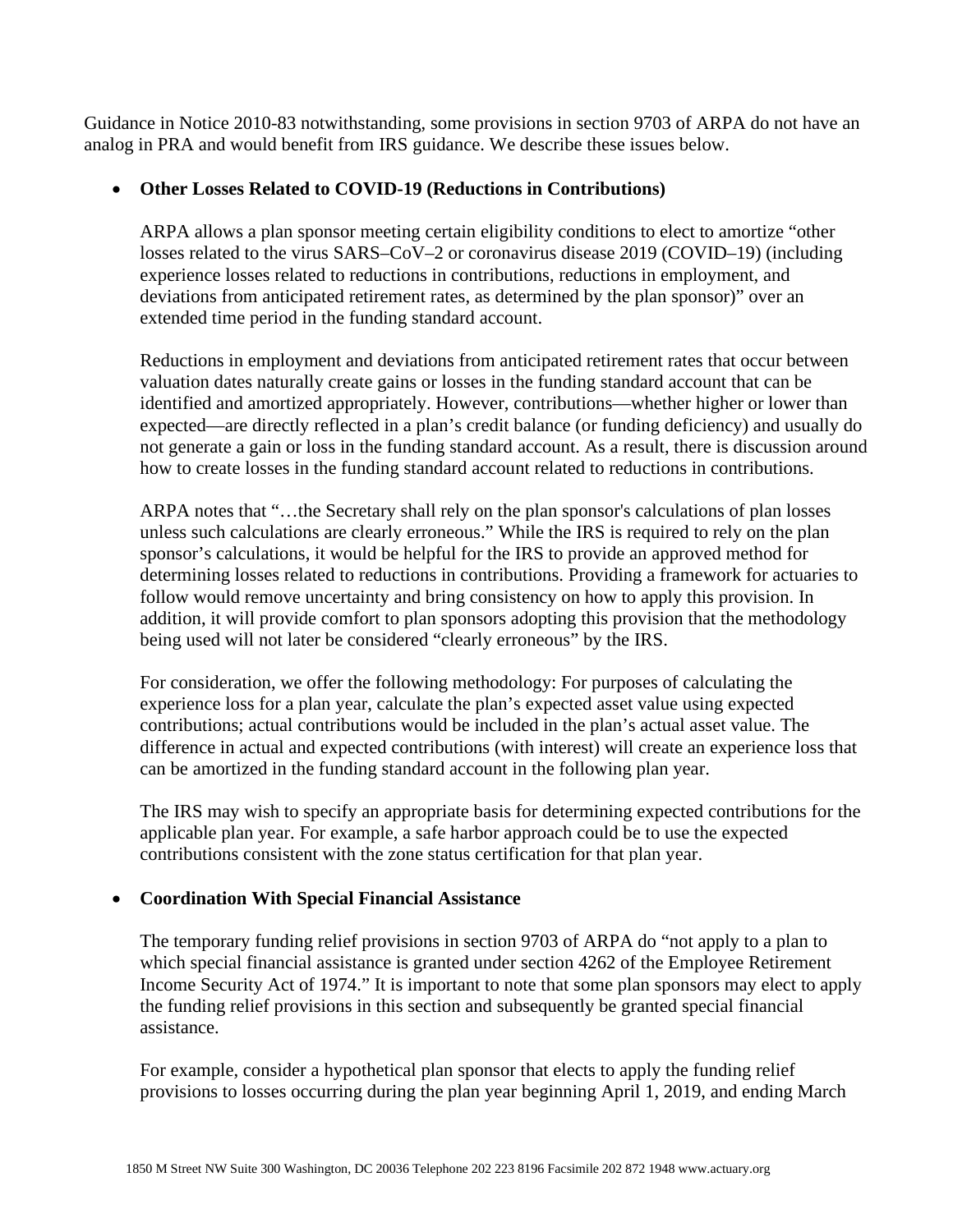Guidance in Notice 2010-83 notwithstanding, some provisions in section 9703 of ARPA do not have an analog in PRA and would benefit from IRS guidance. We describe these issues below.

- **Other Losses Related to COVID-19 (Reductions in Contributions)**

  ARPA allows a plan sponsor meeting certain eligibility conditions to elect to amortize "other losses related to the virus SARS–CoV–2 or coronavirus disease 2019 (COVID–19) (including experience losses related to reductions in contributions, reductions in employment, and deviations from anticipated retirement rates, as determined by the plan sponsor)" over an extended time period in the funding standard account.

  Reductions in employment and deviations from anticipated retirement rates that occur between valuation dates naturally create gains or losses in the funding standard account that can be identified and amortized appropriately. However, contributions—whether higher or lower than expected—are directly reflected in a plan's credit balance (or funding deficiency) and usually do not generate a gain or loss in the funding standard account. As a result, there is discussion around how to create losses in the funding standard account related to reductions in contributions.

  ARPA notes that "…the Secretary shall rely on the plan sponsor's calculations of plan losses unless such calculations are clearly erroneous." While the IRS is required to rely on the plan sponsor's calculations, it would be helpful for the IRS to provide an approved method for determining losses related to reductions in contributions. Providing a framework for actuaries to follow would remove uncertainty and bring consistency on how to apply this provision. In addition, it will provide comfort to plan sponsors adopting this provision that the methodology being used will not later be considered "clearly erroneous" by the IRS.

  For consideration, we offer the following methodology: For purposes of calculating the experience loss for a plan year, calculate the plan's expected asset value using expected contributions; actual contributions would be included in the plan's actual asset value. The difference in actual and expected contributions (with interest) will create an experience loss that can be amortized in the funding standard account in the following plan year.

  The IRS may wish to specify an appropriate basis for determining expected contributions for the applicable plan year. For example, a safe harbor approach could be to use the expected contributions consistent with the zone status certification for that plan year.

- **Coordination With Special Financial Assistance**

  The temporary funding relief provisions in section 9703 of ARPA do "not apply to a plan to which special financial assistance is granted under section 4262 of the Employee Retirement Income Security Act of 1974." It is important to note that some plan sponsors may elect to apply the funding relief provisions in this section and subsequently be granted special financial assistance.

  For example, consider a hypothetical plan sponsor that elects to apply the funding relief provisions to losses occurring during the plan year beginning April 1, 2019, and ending March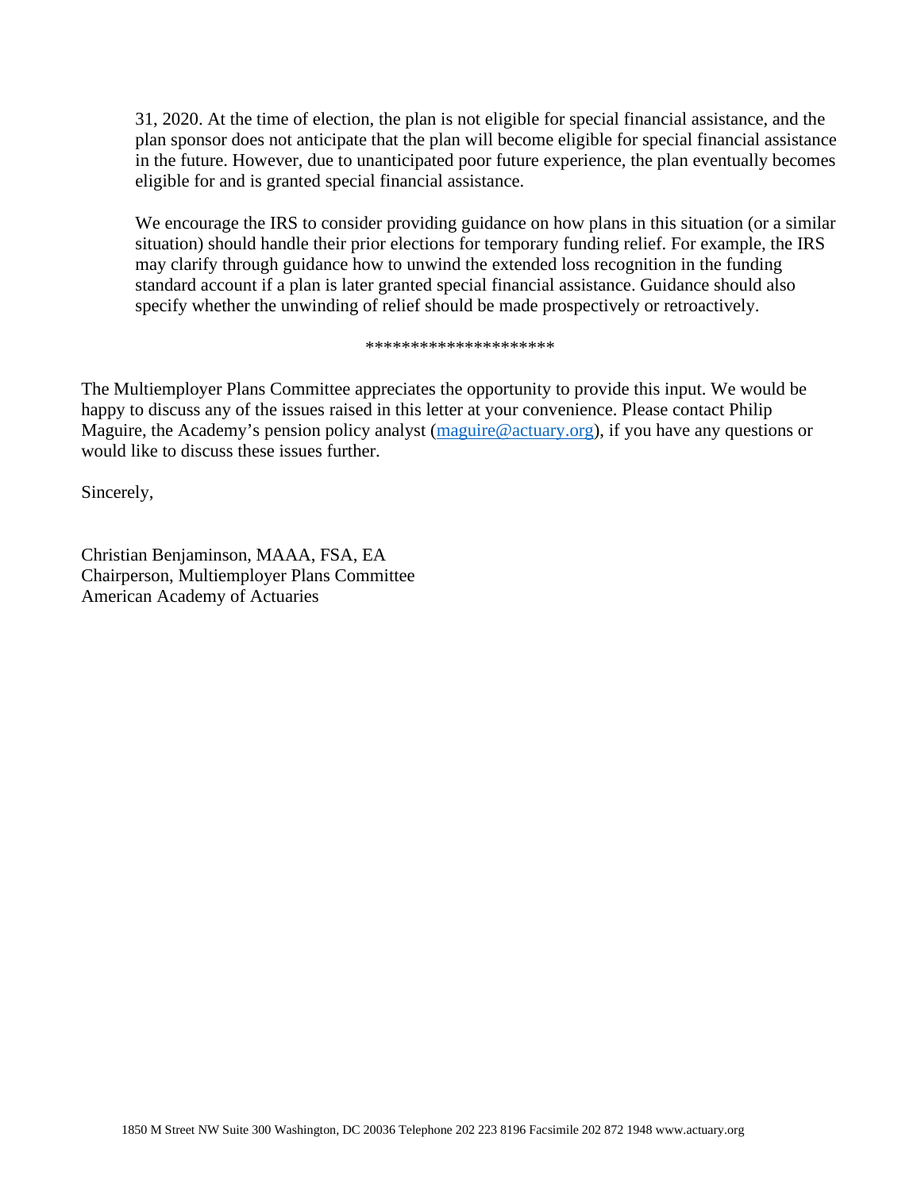31, 2020. At the time of election, the plan is not eligible for special financial assistance, and the plan sponsor does not anticipate that the plan will become eligible for special financial assistance in the future. However, due to unanticipated poor future experience, the plan eventually becomes eligible for and is granted special financial assistance.

We encourage the IRS to consider providing guidance on how plans in this situation (or a similar situation) should handle their prior elections for temporary funding relief. For example, the IRS may clarify through guidance how to unwind the extended loss recognition in the funding standard account if a plan is later granted special financial assistance. Guidance should also specify whether the unwinding of relief should be made prospectively or retroactively.

*********************

The Multiemployer Plans Committee appreciates the opportunity to provide this input. We would be happy to discuss any of the issues raised in this letter at your convenience. Please contact Philip Maguire, the Academy's pension policy analyst (maguire@actuary.org), if you have any questions or would like to discuss these issues further.

Sincerely,

Christian Benjaminson, MAAA, FSA, EA
Chairperson, Multiemployer Plans Committee
American Academy of Actuaries